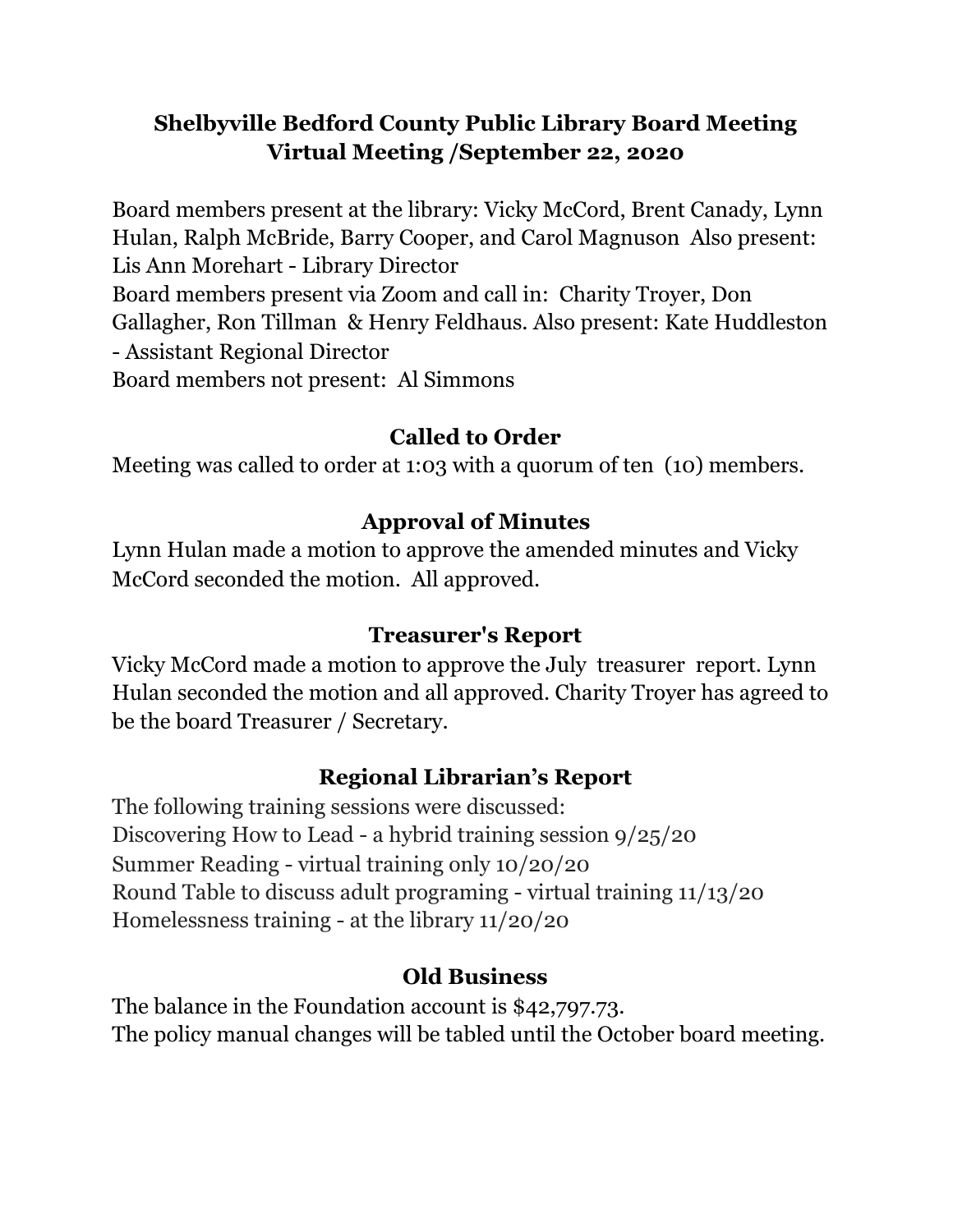# Shelbyville Bedford County Public Library Board Meeting
## Virtual Meeting /September 22, 2020

Board members present at the library: Vicky McCord, Brent Canady, Lynn Hulan, Ralph McBride, Barry Cooper, and Carol Magnuson Also present: Lis Ann Morehart - Library Director
Board members present via Zoom and call in: Charity Troyer, Don Gallagher, Ron Tillman & Henry Feldhaus. Also present: Kate Huddleston - Assistant Regional Director
Board members not present: Al Simmons

### Called to Order

Meeting was called to order at 1:03 with a quorum of ten (10) members.

### Approval of Minutes

Lynn Hulan made a motion to approve the amended minutes and Vicky McCord seconded the motion. All approved.

### Treasurer's Report

Vicky McCord made a motion to approve the July treasurer report. Lynn Hulan seconded the motion and all approved. Charity Troyer has agreed to be the board Treasurer / Secretary.

### Regional Librarian's Report

The following training sessions were discussed:
Discovering How to Lead - a hybrid training session 9/25/20
Summer Reading - virtual training only 10/20/20
Round Table to discuss adult programing - virtual training 11/13/20
Homelessness training - at the library 11/20/20

### Old Business

The balance in the Foundation account is $42,797.73.
The policy manual changes will be tabled until the October board meeting.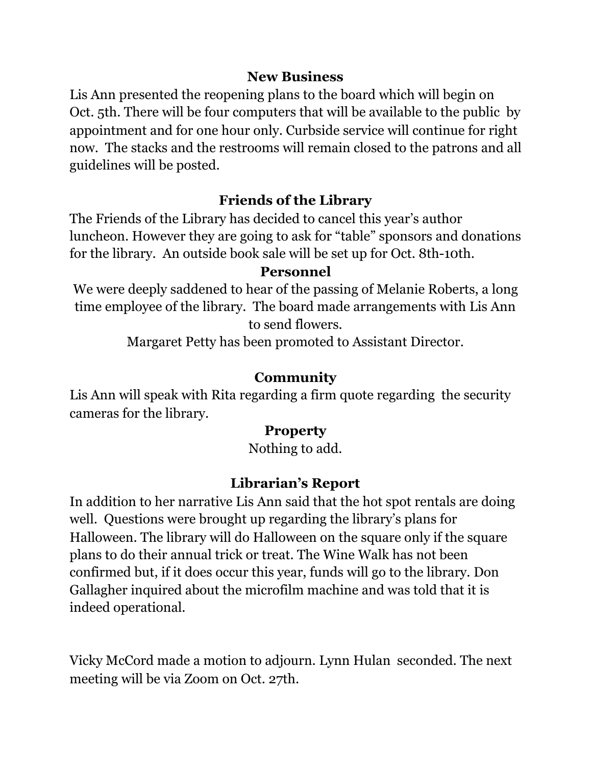## New Business

Lis Ann presented the reopening plans to the board which will begin on Oct. 5th. There will be four computers that will be available to the public by appointment and for one hour only. Curbside service will continue for right now. The stacks and the restrooms will remain closed to the patrons and all guidelines will be posted.

## Friends of the Library

The Friends of the Library has decided to cancel this year's author luncheon. However they are going to ask for "table" sponsors and donations for the library. An outside book sale will be set up for Oct. 8th-10th.

## Personnel

We were deeply saddened to hear of the passing of Melanie Roberts, a long time employee of the library. The board made arrangements with Lis Ann to send flowers.

Margaret Petty has been promoted to Assistant Director.

## Community

Lis Ann will speak with Rita regarding a firm quote regarding the security cameras for the library.

## Property

Nothing to add.

## Librarian's Report

In addition to her narrative Lis Ann said that the hot spot rentals are doing well. Questions were brought up regarding the library's plans for Halloween. The library will do Halloween on the square only if the square plans to do their annual trick or treat. The Wine Walk has not been confirmed but, if it does occur this year, funds will go to the library. Don Gallagher inquired about the microfilm machine and was told that it is indeed operational.

Vicky McCord made a motion to adjourn. Lynn Hulan seconded. The next meeting will be via Zoom on Oct. 27th.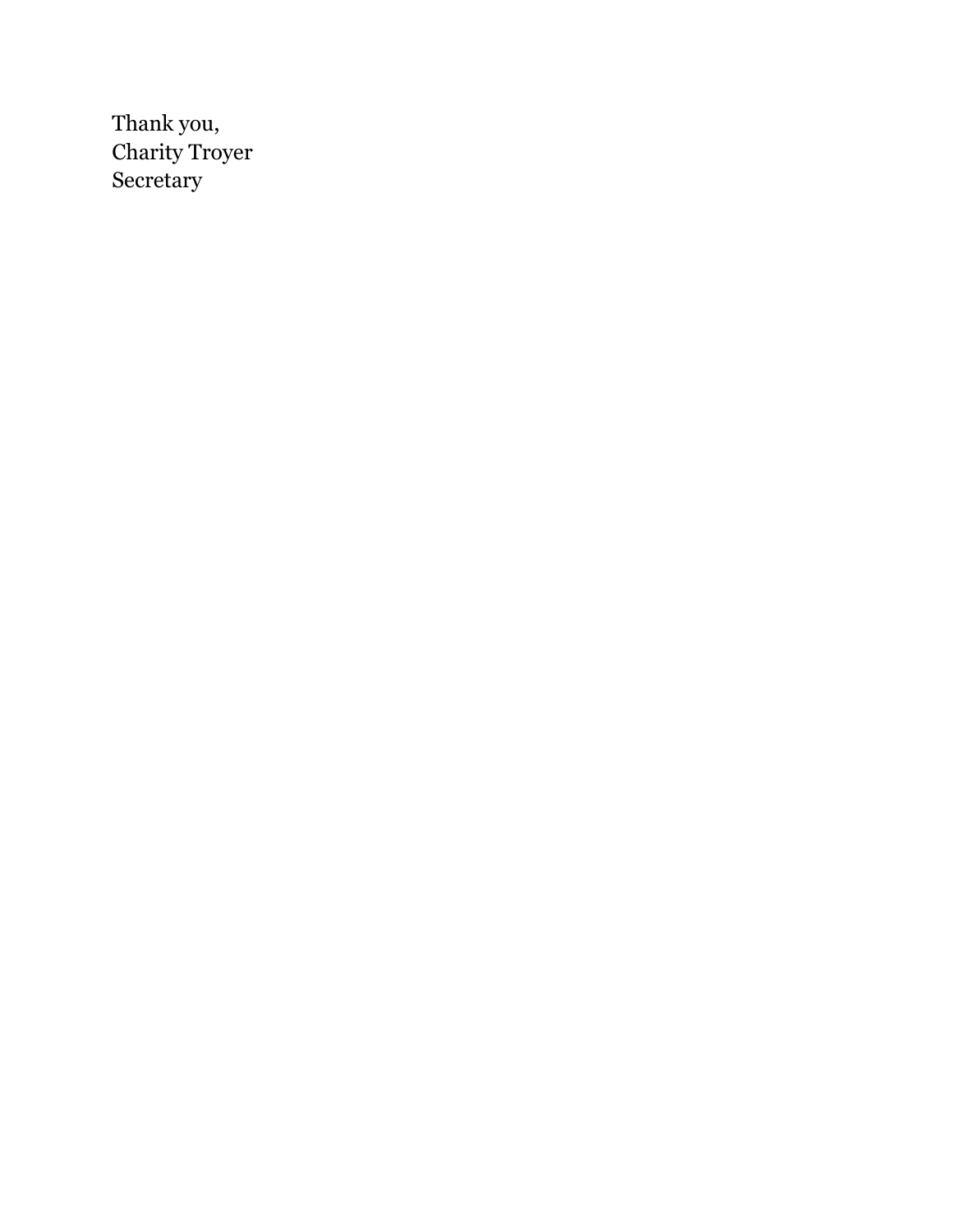Thank you,
Charity Troyer
Secretary